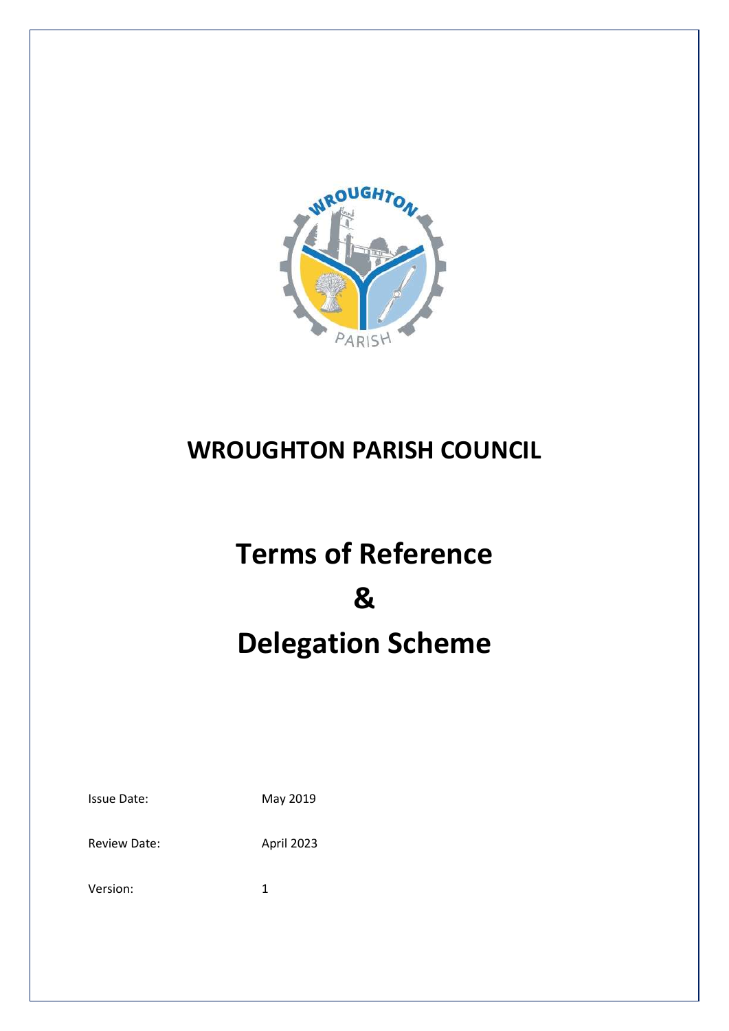# WROUGHTON PARISH COUNCIL

# Terms of Reference

# &

# Delegation Scheme

| | |
|---|---|
| Issue Date: | May 2019 |
| Review Date: | April 2023 |
| Version: | 1 |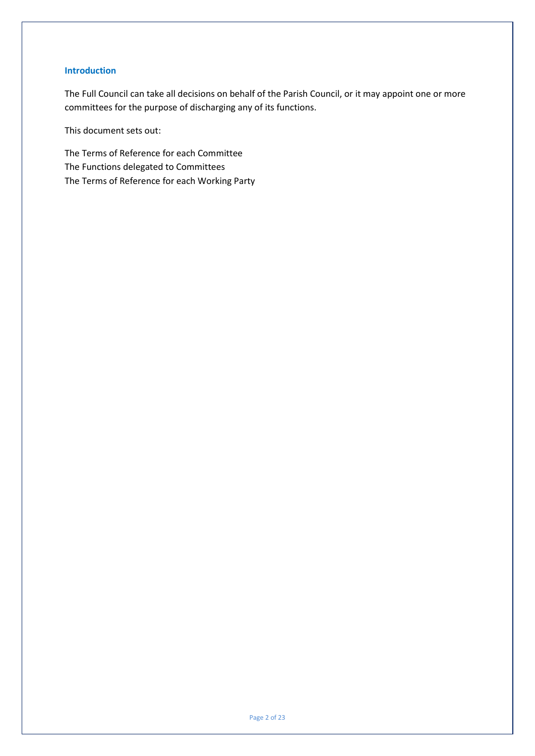## Introduction

The Full Council can take all decisions on behalf of the Parish Council, or it may appoint one or more committees for the purpose of discharging any of its functions.

This document sets out:

The Terms of Reference for each Committee
The Functions delegated to Committees
The Terms of Reference for each Working Party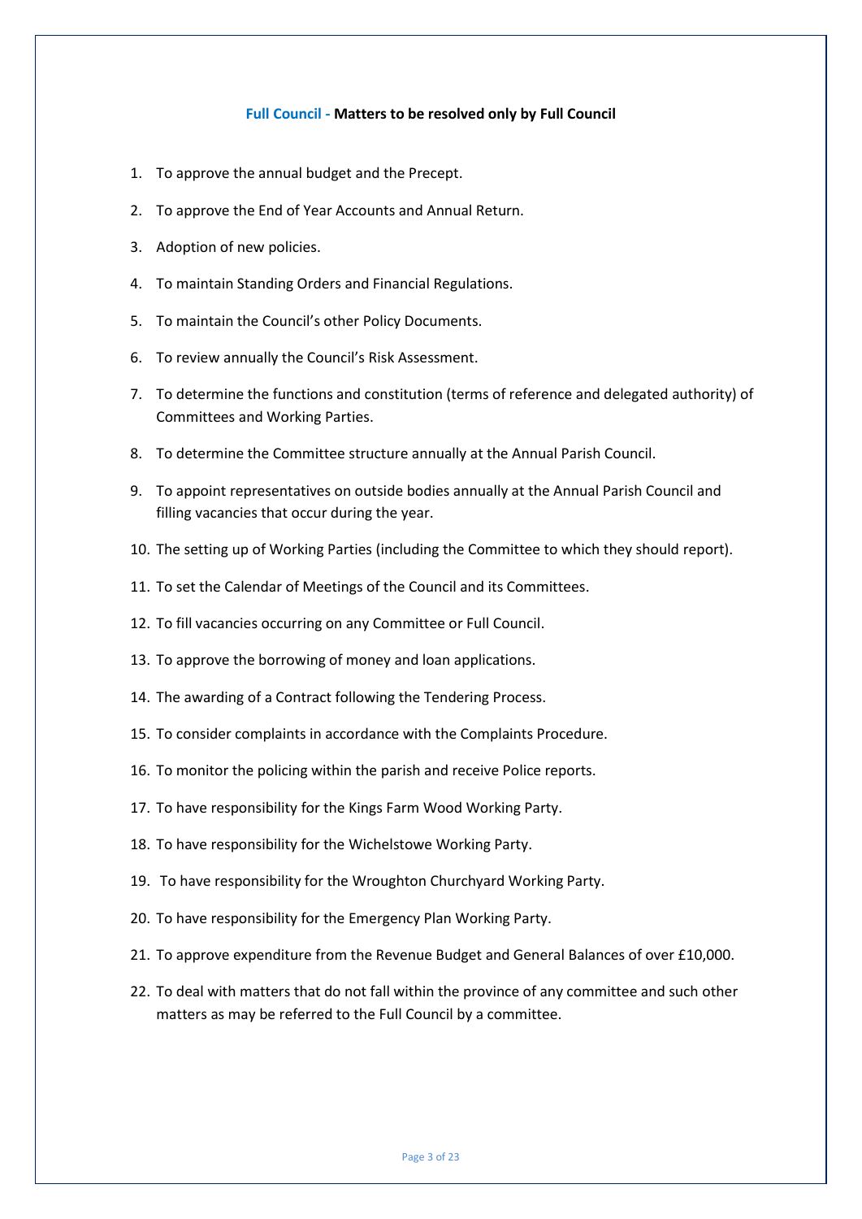## Full Council - **Matters to be resolved only by Full Council**

1. To approve the annual budget and the Precept.
2. To approve the End of Year Accounts and Annual Return.
3. Adoption of new policies.
4. To maintain Standing Orders and Financial Regulations.
5. To maintain the Council's other Policy Documents.
6. To review annually the Council's Risk Assessment.
7. To determine the functions and constitution (terms of reference and delegated authority) of Committees and Working Parties.
8. To determine the Committee structure annually at the Annual Parish Council.
9. To appoint representatives on outside bodies annually at the Annual Parish Council and filling vacancies that occur during the year.
10. The setting up of Working Parties (including the Committee to which they should report).
11. To set the Calendar of Meetings of the Council and its Committees.
12. To fill vacancies occurring on any Committee or Full Council.
13. To approve the borrowing of money and loan applications.
14. The awarding of a Contract following the Tendering Process.
15. To consider complaints in accordance with the Complaints Procedure.
16. To monitor the policing within the parish and receive Police reports.
17. To have responsibility for the Kings Farm Wood Working Party.
18. To have responsibility for the Wichelstowe Working Party.
19. To have responsibility for the Wroughton Churchyard Working Party.
20. To have responsibility for the Emergency Plan Working Party.
21. To approve expenditure from the Revenue Budget and General Balances of over £10,000.
22. To deal with matters that do not fall within the province of any committee and such other matters as may be referred to the Full Council by a committee.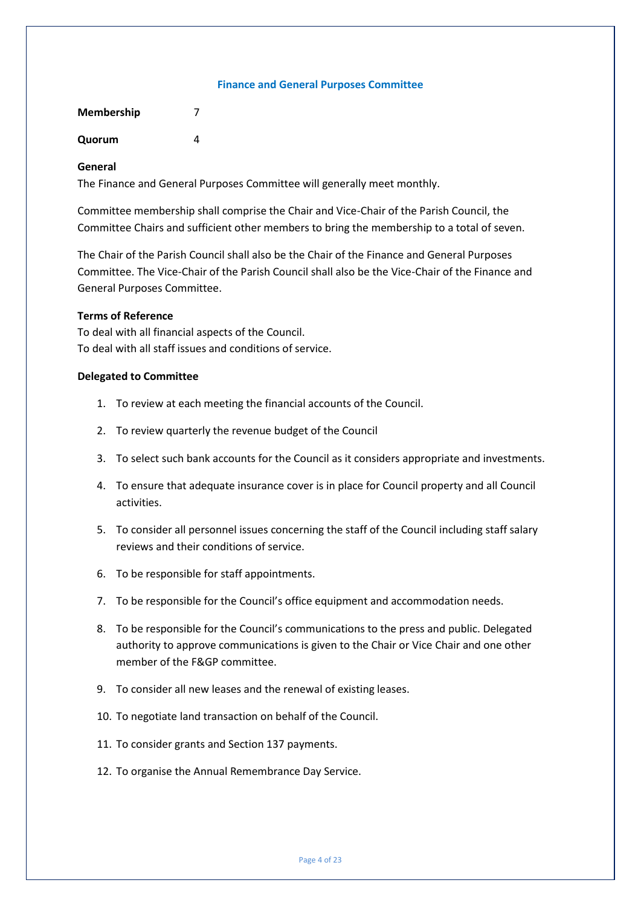## Finance and General Purposes Committee

**Membership** 7

**Quorum** 4

**General**

The Finance and General Purposes Committee will generally meet monthly.

Committee membership shall comprise the Chair and Vice-Chair of the Parish Council, the Committee Chairs and sufficient other members to bring the membership to a total of seven.

The Chair of the Parish Council shall also be the Chair of the Finance and General Purposes Committee. The Vice-Chair of the Parish Council shall also be the Vice-Chair of the Finance and General Purposes Committee.

**Terms of Reference**

To deal with all financial aspects of the Council.
To deal with all staff issues and conditions of service.

**Delegated to Committee**

1. To review at each meeting the financial accounts of the Council.
2. To review quarterly the revenue budget of the Council
3. To select such bank accounts for the Council as it considers appropriate and investments.
4. To ensure that adequate insurance cover is in place for Council property and all Council activities.
5. To consider all personnel issues concerning the staff of the Council including staff salary reviews and their conditions of service.
6. To be responsible for staff appointments.
7. To be responsible for the Council's office equipment and accommodation needs.
8. To be responsible for the Council's communications to the press and public. Delegated authority to approve communications is given to the Chair or Vice Chair and one other member of the F&GP committee.
9. To consider all new leases and the renewal of existing leases.
10. To negotiate land transaction on behalf of the Council.
11. To consider grants and Section 137 payments.
12. To organise the Annual Remembrance Day Service.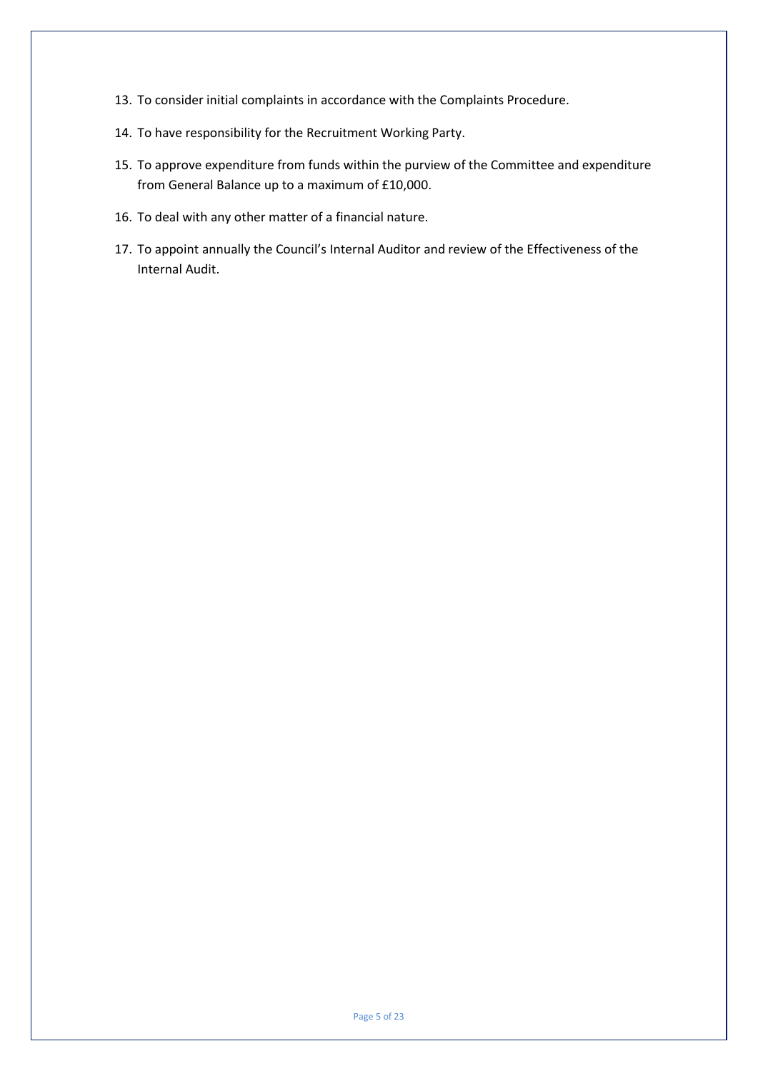13. To consider initial complaints in accordance with the Complaints Procedure.
14. To have responsibility for the Recruitment Working Party.
15. To approve expenditure from funds within the purview of the Committee and expenditure from General Balance up to a maximum of £10,000.
16. To deal with any other matter of a financial nature.
17. To appoint annually the Council's Internal Auditor and review of the Effectiveness of the Internal Audit.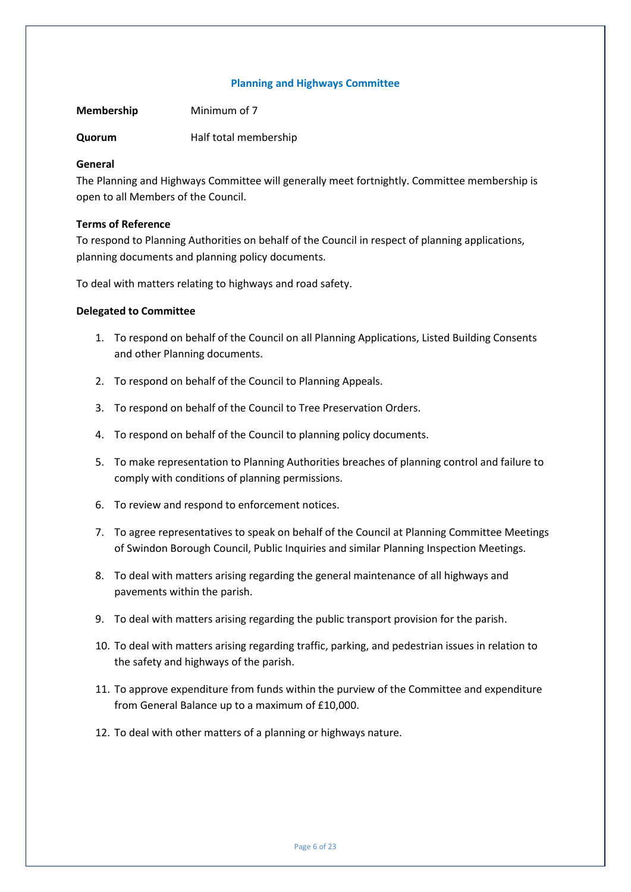## Planning and Highways Committee

**Membership** Minimum of 7

**Quorum** Half total membership

**General**

The Planning and Highways Committee will generally meet fortnightly. Committee membership is open to all Members of the Council.

**Terms of Reference**

To respond to Planning Authorities on behalf of the Council in respect of planning applications, planning documents and planning policy documents.

To deal with matters relating to highways and road safety.

**Delegated to Committee**

1. To respond on behalf of the Council on all Planning Applications, Listed Building Consents and other Planning documents.
2. To respond on behalf of the Council to Planning Appeals.
3. To respond on behalf of the Council to Tree Preservation Orders.
4. To respond on behalf of the Council to planning policy documents.
5. To make representation to Planning Authorities breaches of planning control and failure to comply with conditions of planning permissions.
6. To review and respond to enforcement notices.
7. To agree representatives to speak on behalf of the Council at Planning Committee Meetings of Swindon Borough Council, Public Inquiries and similar Planning Inspection Meetings.
8. To deal with matters arising regarding the general maintenance of all highways and pavements within the parish.
9. To deal with matters arising regarding the public transport provision for the parish.
10. To deal with matters arising regarding traffic, parking, and pedestrian issues in relation to the safety and highways of the parish.
11. To approve expenditure from funds within the purview of the Committee and expenditure from General Balance up to a maximum of £10,000.
12. To deal with other matters of a planning or highways nature.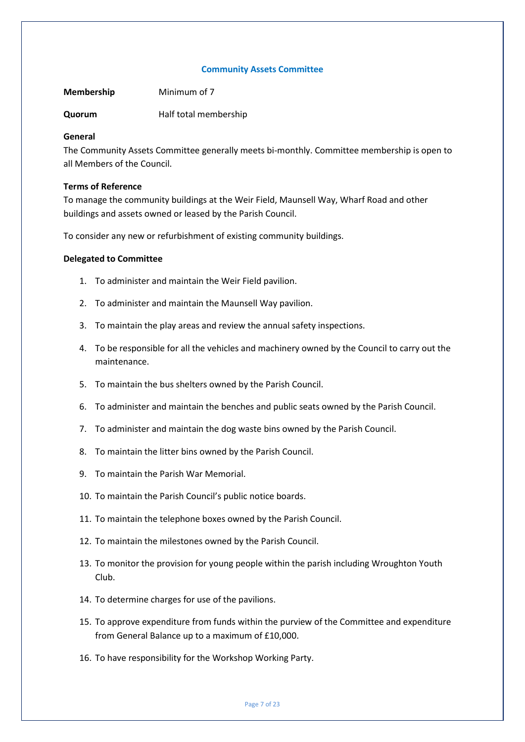## Community Assets Committee

**Membership** Minimum of 7

**Quorum** Half total membership

**General**

The Community Assets Committee generally meets bi-monthly. Committee membership is open to all Members of the Council.

**Terms of Reference**

To manage the community buildings at the Weir Field, Maunsell Way, Wharf Road and other buildings and assets owned or leased by the Parish Council.

To consider any new or refurbishment of existing community buildings.

**Delegated to Committee**

1. To administer and maintain the Weir Field pavilion.
2. To administer and maintain the Maunsell Way pavilion.
3. To maintain the play areas and review the annual safety inspections.
4. To be responsible for all the vehicles and machinery owned by the Council to carry out the maintenance.
5. To maintain the bus shelters owned by the Parish Council.
6. To administer and maintain the benches and public seats owned by the Parish Council.
7. To administer and maintain the dog waste bins owned by the Parish Council.
8. To maintain the litter bins owned by the Parish Council.
9. To maintain the Parish War Memorial.
10. To maintain the Parish Council's public notice boards.
11. To maintain the telephone boxes owned by the Parish Council.
12. To maintain the milestones owned by the Parish Council.
13. To monitor the provision for young people within the parish including Wroughton Youth Club.
14. To determine charges for use of the pavilions.
15. To approve expenditure from funds within the purview of the Committee and expenditure from General Balance up to a maximum of £10,000.
16. To have responsibility for the Workshop Working Party.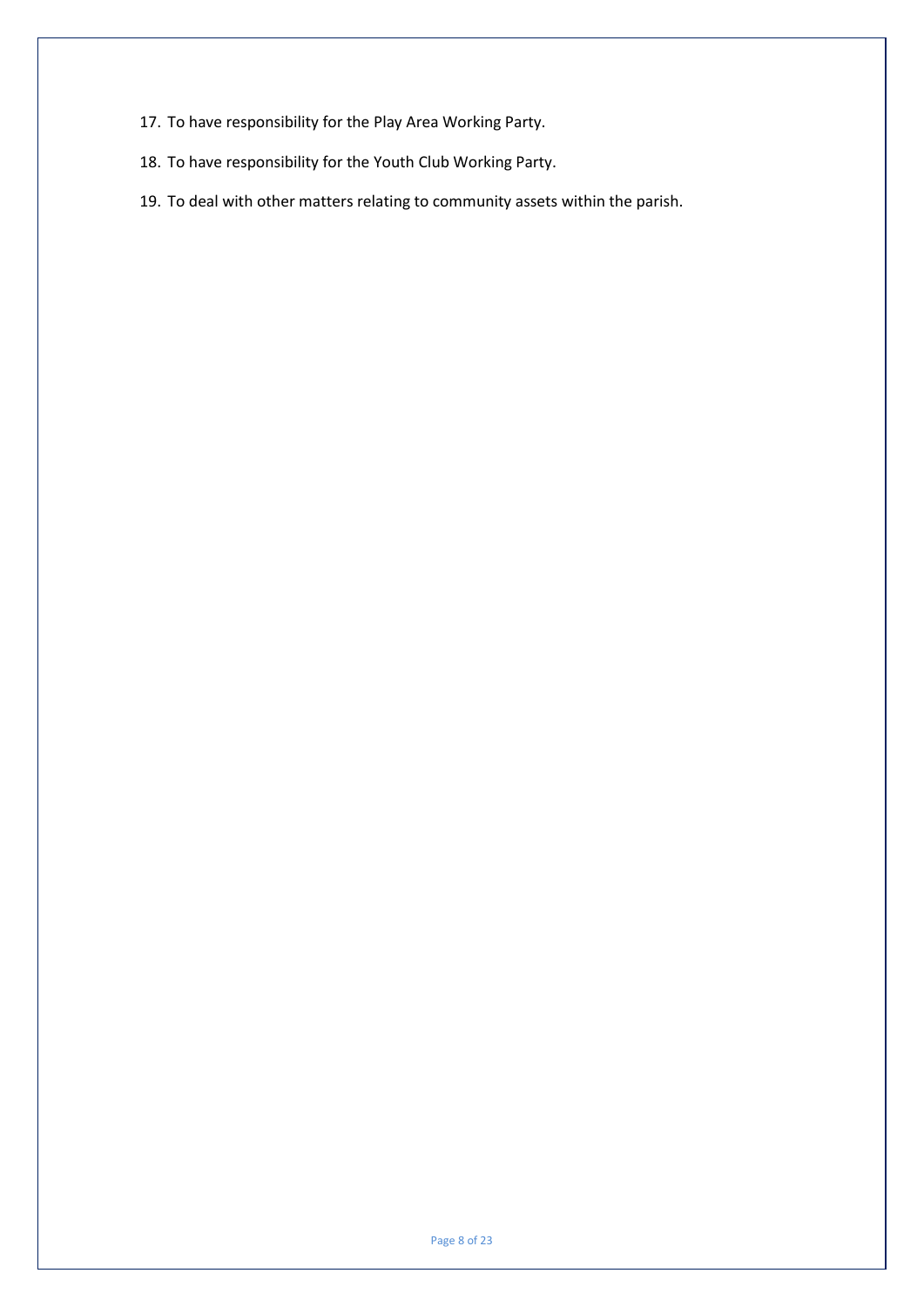17. To have responsibility for the Play Area Working Party.
18. To have responsibility for the Youth Club Working Party.
19. To deal with other matters relating to community assets within the parish.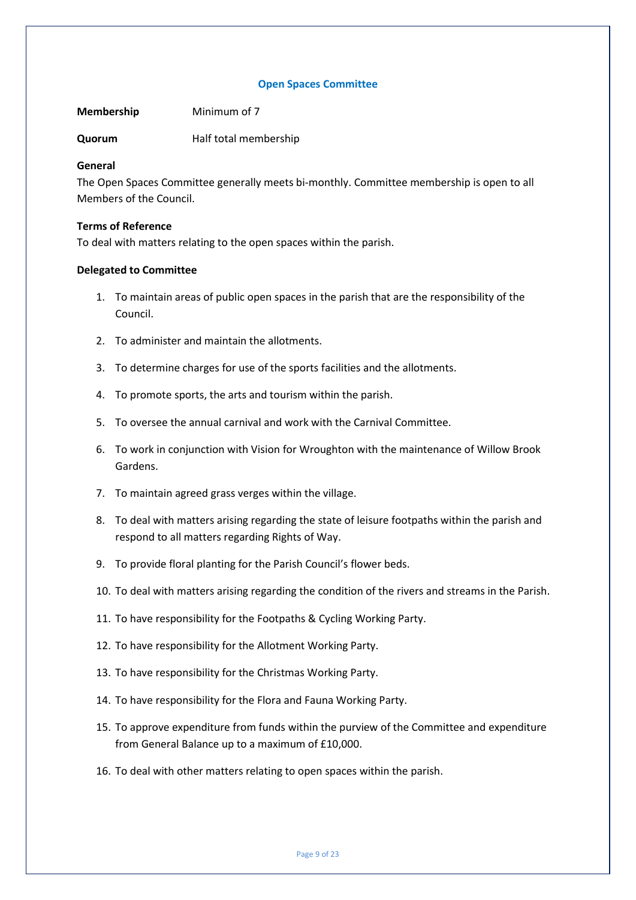## Open Spaces Committee

**Membership** Minimum of 7

**Quorum** Half total membership

**General**

The Open Spaces Committee generally meets bi-monthly. Committee membership is open to all Members of the Council.

**Terms of Reference**

To deal with matters relating to the open spaces within the parish.

**Delegated to Committee**

1. To maintain areas of public open spaces in the parish that are the responsibility of the Council.
2. To administer and maintain the allotments.
3. To determine charges for use of the sports facilities and the allotments.
4. To promote sports, the arts and tourism within the parish.
5. To oversee the annual carnival and work with the Carnival Committee.
6. To work in conjunction with Vision for Wroughton with the maintenance of Willow Brook Gardens.
7. To maintain agreed grass verges within the village.
8. To deal with matters arising regarding the state of leisure footpaths within the parish and respond to all matters regarding Rights of Way.
9. To provide floral planting for the Parish Council's flower beds.
10. To deal with matters arising regarding the condition of the rivers and streams in the Parish.
11. To have responsibility for the Footpaths & Cycling Working Party.
12. To have responsibility for the Allotment Working Party.
13. To have responsibility for the Christmas Working Party.
14. To have responsibility for the Flora and Fauna Working Party.
15. To approve expenditure from funds within the purview of the Committee and expenditure from General Balance up to a maximum of £10,000.
16. To deal with other matters relating to open spaces within the parish.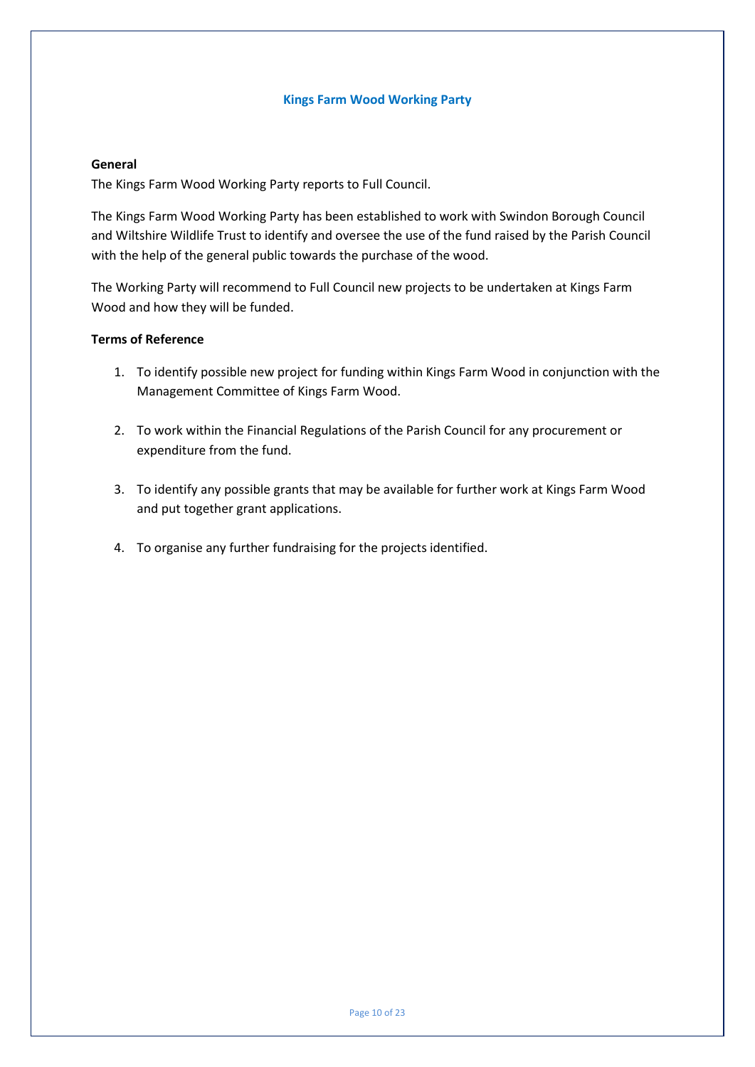## Kings Farm Wood Working Party

**General**

The Kings Farm Wood Working Party reports to Full Council.

The Kings Farm Wood Working Party has been established to work with Swindon Borough Council and Wiltshire Wildlife Trust to identify and oversee the use of the fund raised by the Parish Council with the help of the general public towards the purchase of the wood.

The Working Party will recommend to Full Council new projects to be undertaken at Kings Farm Wood and how they will be funded.

**Terms of Reference**

1. To identify possible new project for funding within Kings Farm Wood in conjunction with the Management Committee of Kings Farm Wood.

2. To work within the Financial Regulations of the Parish Council for any procurement or expenditure from the fund.

3. To identify any possible grants that may be available for further work at Kings Farm Wood and put together grant applications.

4. To organise any further fundraising for the projects identified.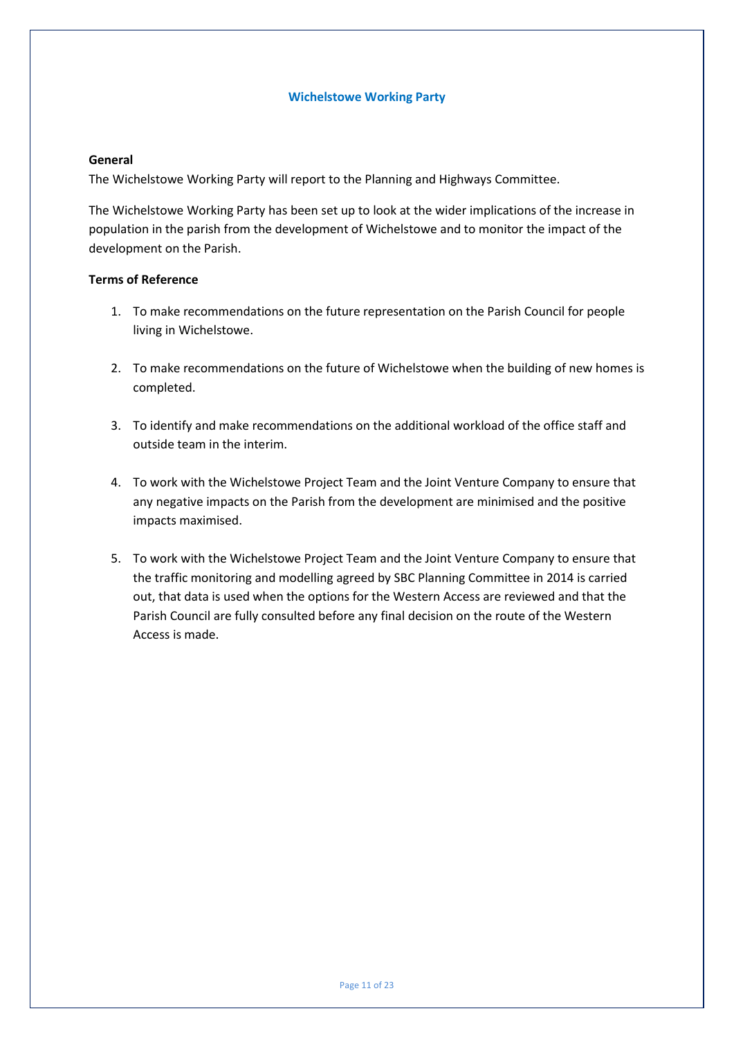## Wichelstowe Working Party

**General**

The Wichelstowe Working Party will report to the Planning and Highways Committee.

The Wichelstowe Working Party has been set up to look at the wider implications of the increase in population in the parish from the development of Wichelstowe and to monitor the impact of the development on the Parish.

**Terms of Reference**

1. To make recommendations on the future representation on the Parish Council for people living in Wichelstowe.

2. To make recommendations on the future of Wichelstowe when the building of new homes is completed.

3. To identify and make recommendations on the additional workload of the office staff and outside team in the interim.

4. To work with the Wichelstowe Project Team and the Joint Venture Company to ensure that any negative impacts on the Parish from the development are minimised and the positive impacts maximised.

5. To work with the Wichelstowe Project Team and the Joint Venture Company to ensure that the traffic monitoring and modelling agreed by SBC Planning Committee in 2014 is carried out, that data is used when the options for the Western Access are reviewed and that the Parish Council are fully consulted before any final decision on the route of the Western Access is made.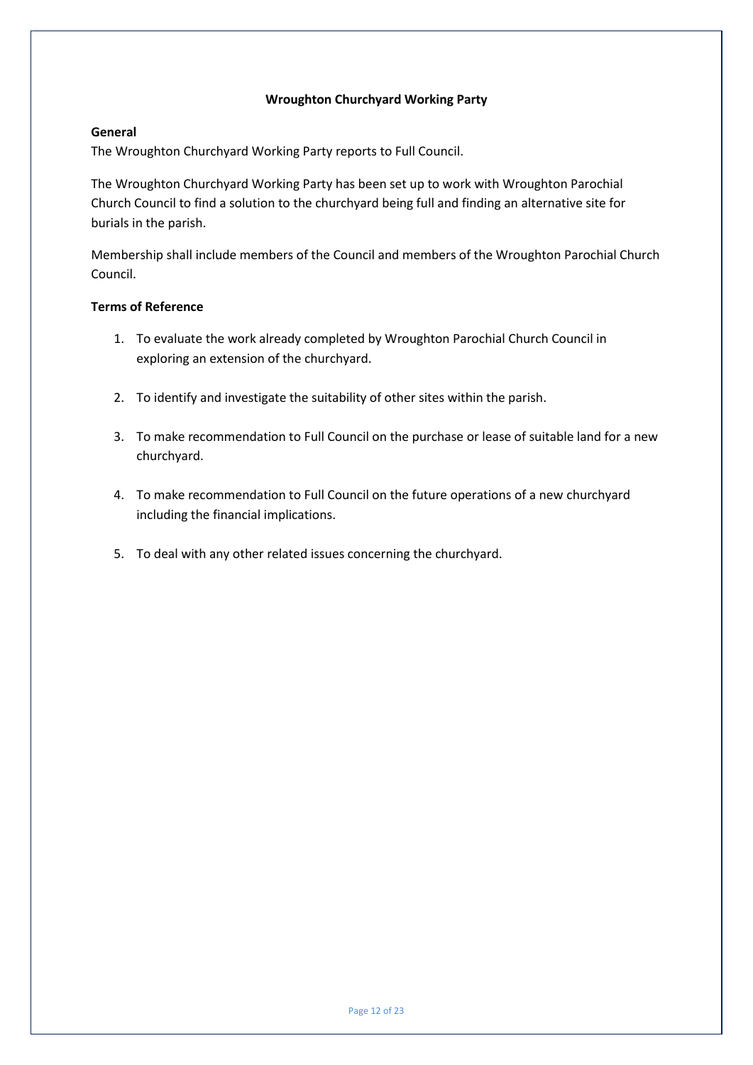## Wroughton Churchyard Working Party

**General**

The Wroughton Churchyard Working Party reports to Full Council.

The Wroughton Churchyard Working Party has been set up to work with Wroughton Parochial Church Council to find a solution to the churchyard being full and finding an alternative site for burials in the parish.

Membership shall include members of the Council and members of the Wroughton Parochial Church Council.

**Terms of Reference**

1. To evaluate the work already completed by Wroughton Parochial Church Council in exploring an extension of the churchyard.
2. To identify and investigate the suitability of other sites within the parish.
3. To make recommendation to Full Council on the purchase or lease of suitable land for a new churchyard.
4. To make recommendation to Full Council on the future operations of a new churchyard including the financial implications.
5. To deal with any other related issues concerning the churchyard.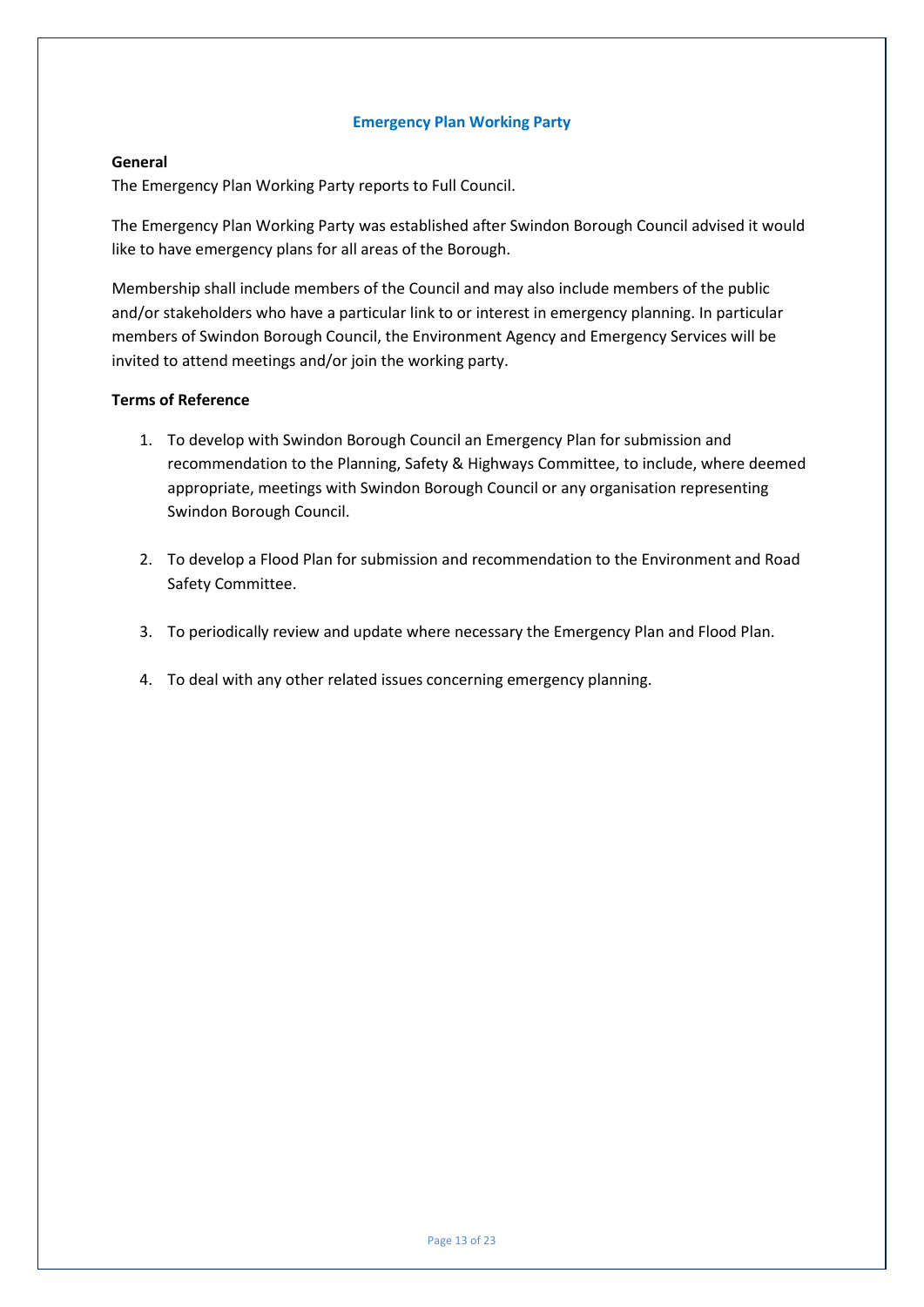## Emergency Plan Working Party

**General**

The Emergency Plan Working Party reports to Full Council.

The Emergency Plan Working Party was established after Swindon Borough Council advised it would like to have emergency plans for all areas of the Borough.

Membership shall include members of the Council and may also include members of the public and/or stakeholders who have a particular link to or interest in emergency planning. In particular members of Swindon Borough Council, the Environment Agency and Emergency Services will be invited to attend meetings and/or join the working party.

**Terms of Reference**

1. To develop with Swindon Borough Council an Emergency Plan for submission and recommendation to the Planning, Safety & Highways Committee, to include, where deemed appropriate, meetings with Swindon Borough Council or any organisation representing Swindon Borough Council.

2. To develop a Flood Plan for submission and recommendation to the Environment and Road Safety Committee.

3. To periodically review and update where necessary the Emergency Plan and Flood Plan.

4. To deal with any other related issues concerning emergency planning.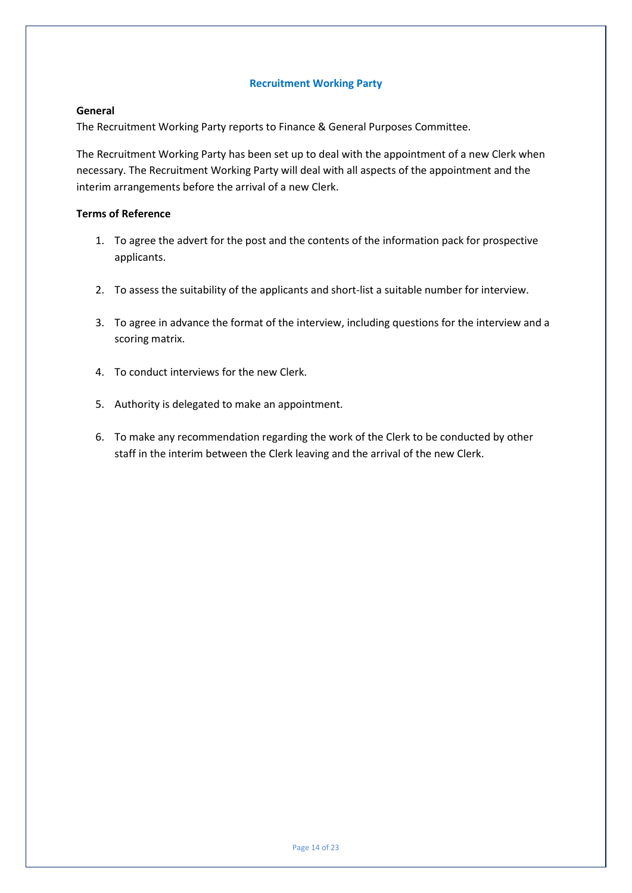## Recruitment Working Party

**General**

The Recruitment Working Party reports to Finance & General Purposes Committee.

The Recruitment Working Party has been set up to deal with the appointment of a new Clerk when necessary. The Recruitment Working Party will deal with all aspects of the appointment and the interim arrangements before the arrival of a new Clerk.

**Terms of Reference**

1. To agree the advert for the post and the contents of the information pack for prospective applicants.
2. To assess the suitability of the applicants and short-list a suitable number for interview.
3. To agree in advance the format of the interview, including questions for the interview and a scoring matrix.
4. To conduct interviews for the new Clerk.
5. Authority is delegated to make an appointment.
6. To make any recommendation regarding the work of the Clerk to be conducted by other staff in the interim between the Clerk leaving and the arrival of the new Clerk.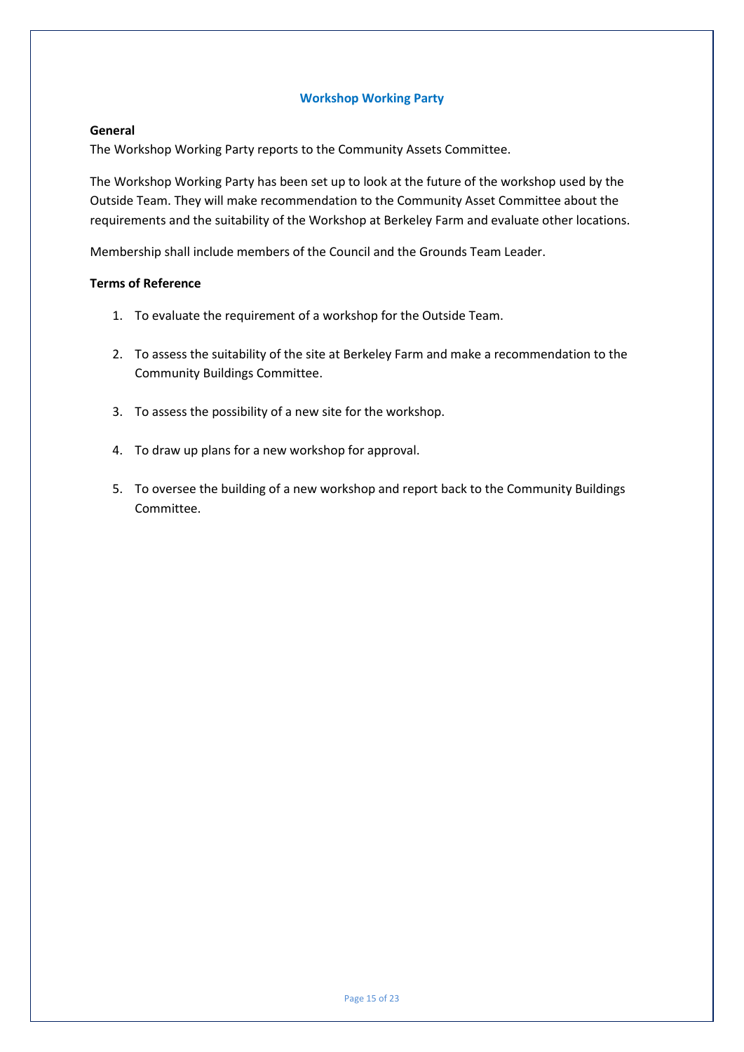## Workshop Working Party

**General**

The Workshop Working Party reports to the Community Assets Committee.

The Workshop Working Party has been set up to look at the future of the workshop used by the Outside Team. They will make recommendation to the Community Asset Committee about the requirements and the suitability of the Workshop at Berkeley Farm and evaluate other locations.

Membership shall include members of the Council and the Grounds Team Leader.

**Terms of Reference**

1. To evaluate the requirement of a workshop for the Outside Team.
2. To assess the suitability of the site at Berkeley Farm and make a recommendation to the Community Buildings Committee.
3. To assess the possibility of a new site for the workshop.
4. To draw up plans for a new workshop for approval.
5. To oversee the building of a new workshop and report back to the Community Buildings Committee.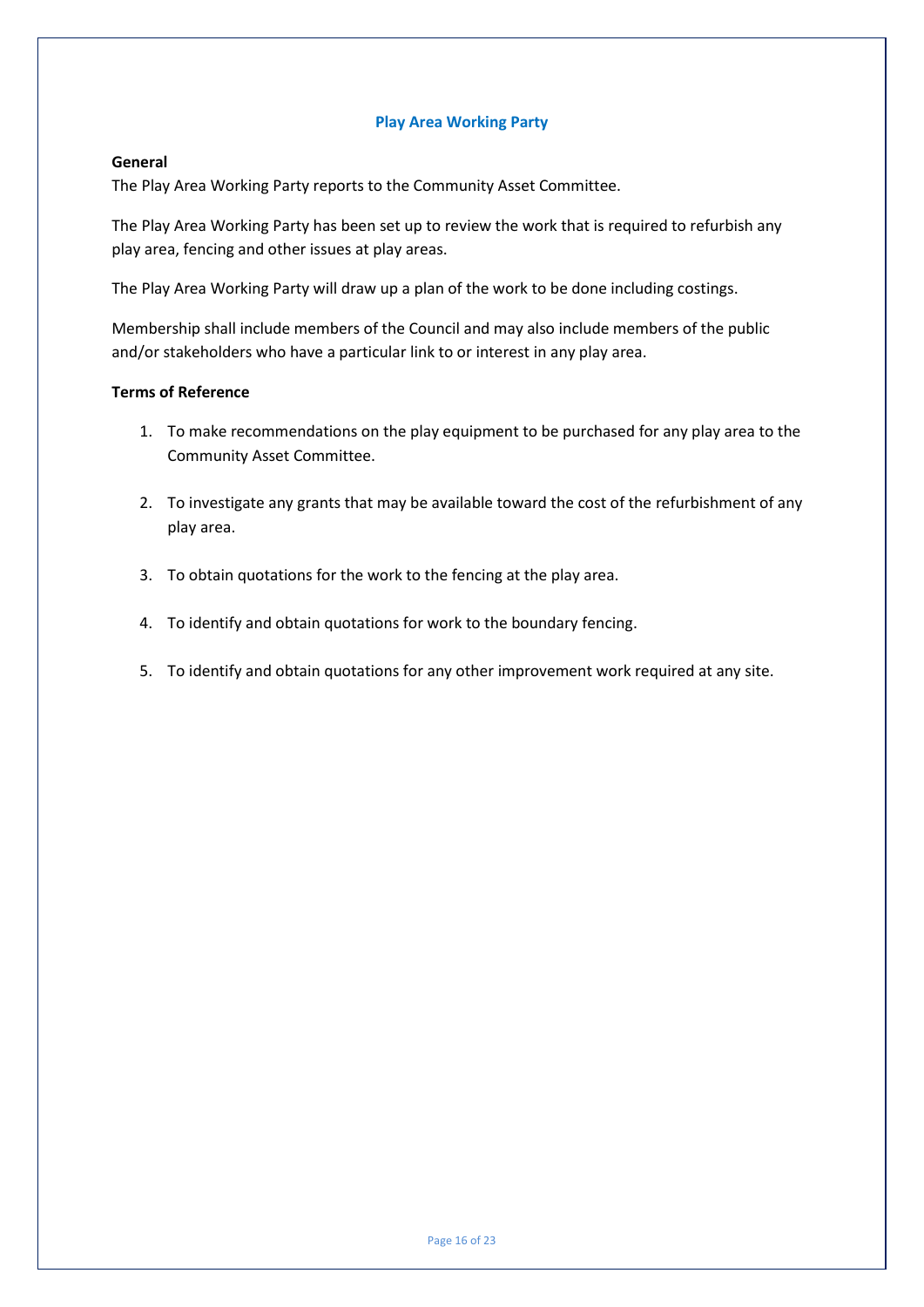## Play Area Working Party

**General**

The Play Area Working Party reports to the Community Asset Committee.

The Play Area Working Party has been set up to review the work that is required to refurbish any play area, fencing and other issues at play areas.

The Play Area Working Party will draw up a plan of the work to be done including costings.

Membership shall include members of the Council and may also include members of the public and/or stakeholders who have a particular link to or interest in any play area.

**Terms of Reference**

1. To make recommendations on the play equipment to be purchased for any play area to the Community Asset Committee.
2. To investigate any grants that may be available toward the cost of the refurbishment of any play area.
3. To obtain quotations for the work to the fencing at the play area.
4. To identify and obtain quotations for work to the boundary fencing.
5. To identify and obtain quotations for any other improvement work required at any site.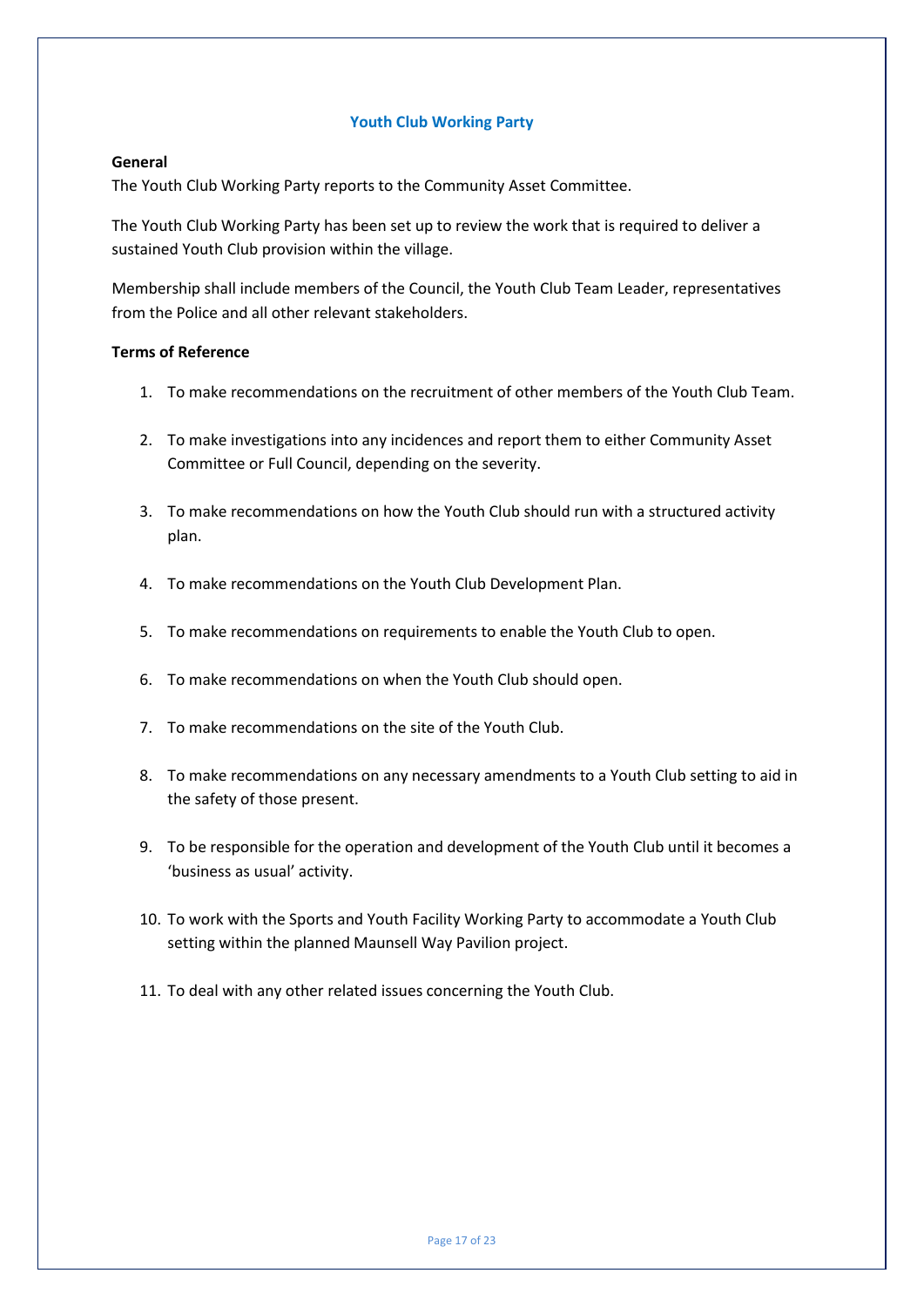## Youth Club Working Party

**General**

The Youth Club Working Party reports to the Community Asset Committee.

The Youth Club Working Party has been set up to review the work that is required to deliver a sustained Youth Club provision within the village.

Membership shall include members of the Council, the Youth Club Team Leader, representatives from the Police and all other relevant stakeholders.

**Terms of Reference**

1. To make recommendations on the recruitment of other members of the Youth Club Team.
2. To make investigations into any incidences and report them to either Community Asset Committee or Full Council, depending on the severity.
3. To make recommendations on how the Youth Club should run with a structured activity plan.
4. To make recommendations on the Youth Club Development Plan.
5. To make recommendations on requirements to enable the Youth Club to open.
6. To make recommendations on when the Youth Club should open.
7. To make recommendations on the site of the Youth Club.
8. To make recommendations on any necessary amendments to a Youth Club setting to aid in the safety of those present.
9. To be responsible for the operation and development of the Youth Club until it becomes a 'business as usual' activity.
10. To work with the Sports and Youth Facility Working Party to accommodate a Youth Club setting within the planned Maunsell Way Pavilion project.
11. To deal with any other related issues concerning the Youth Club.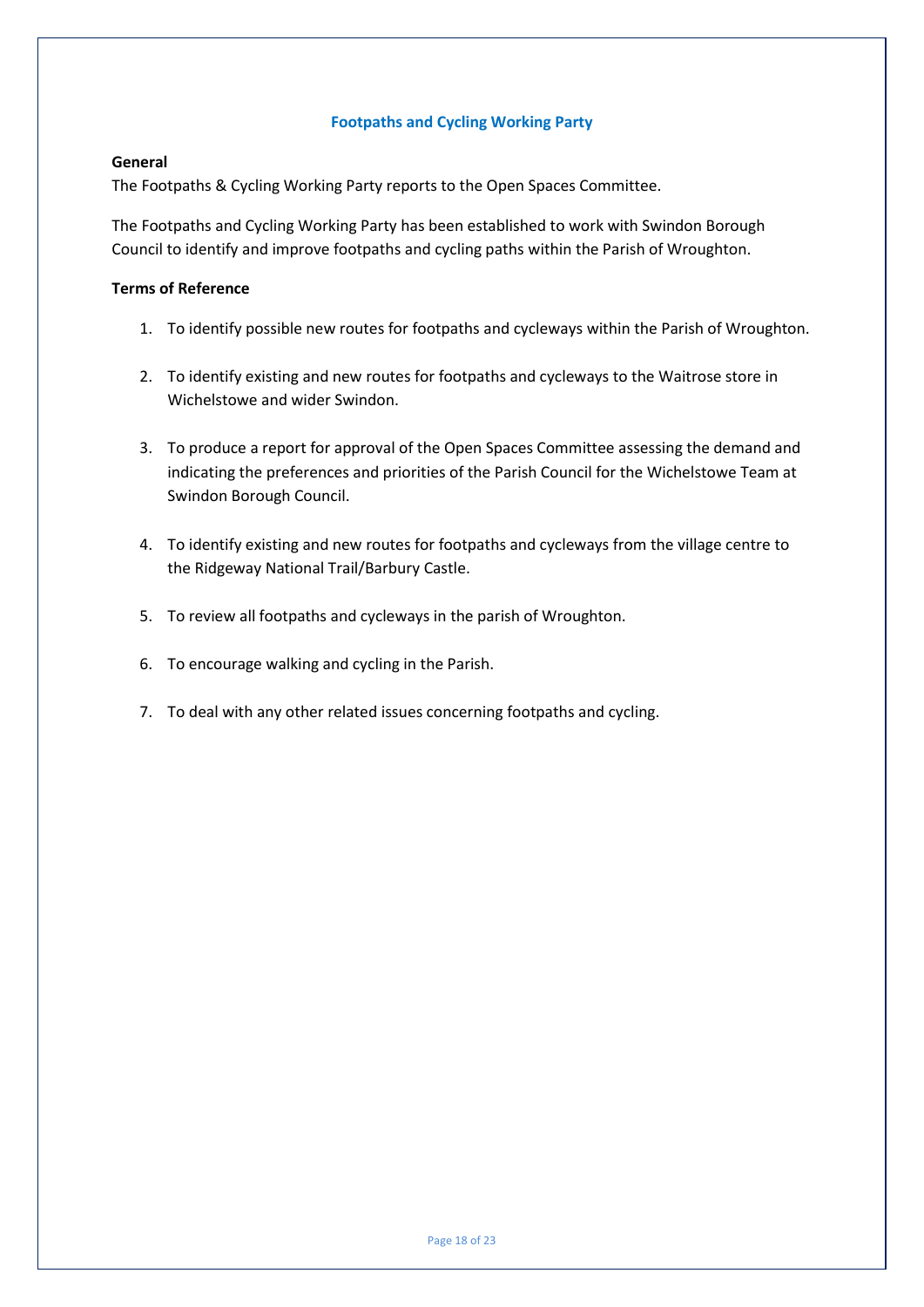## Footpaths and Cycling Working Party

**General**

The Footpaths & Cycling Working Party reports to the Open Spaces Committee.

The Footpaths and Cycling Working Party has been established to work with Swindon Borough Council to identify and improve footpaths and cycling paths within the Parish of Wroughton.

**Terms of Reference**

1. To identify possible new routes for footpaths and cycleways within the Parish of Wroughton.
2. To identify existing and new routes for footpaths and cycleways to the Waitrose store in Wichelstowe and wider Swindon.
3. To produce a report for approval of the Open Spaces Committee assessing the demand and indicating the preferences and priorities of the Parish Council for the Wichelstowe Team at Swindon Borough Council.
4. To identify existing and new routes for footpaths and cycleways from the village centre to the Ridgeway National Trail/Barbury Castle.
5. To review all footpaths and cycleways in the parish of Wroughton.
6. To encourage walking and cycling in the Parish.
7. To deal with any other related issues concerning footpaths and cycling.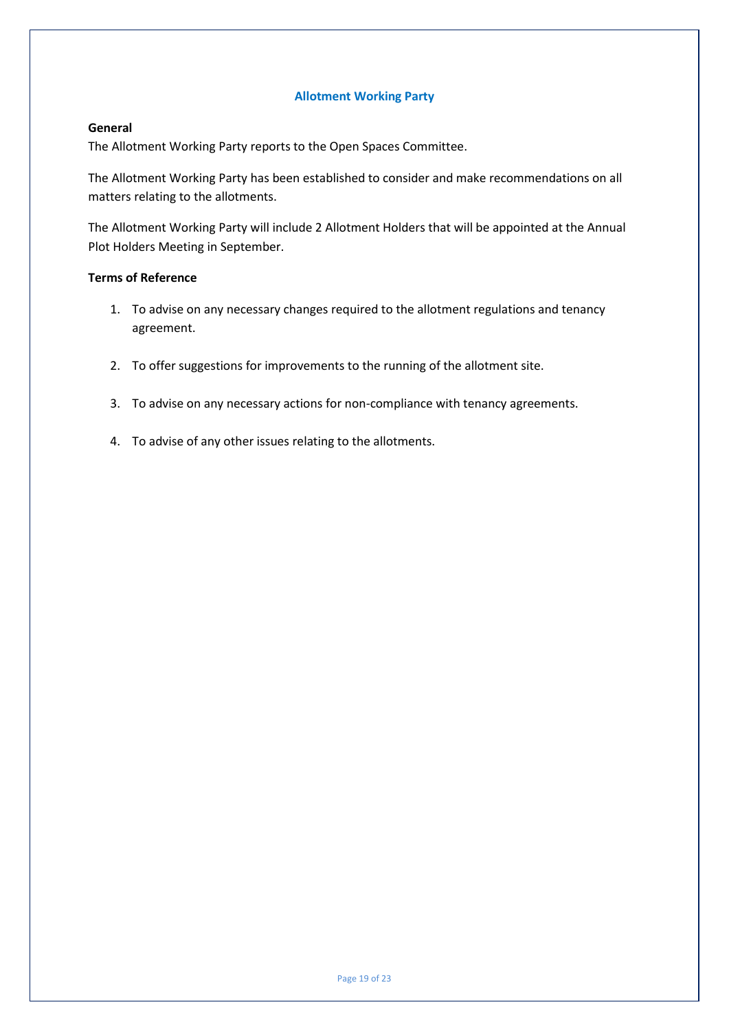## Allotment Working Party

**General**

The Allotment Working Party reports to the Open Spaces Committee.

The Allotment Working Party has been established to consider and make recommendations on all matters relating to the allotments.

The Allotment Working Party will include 2 Allotment Holders that will be appointed at the Annual Plot Holders Meeting in September.

**Terms of Reference**

1. To advise on any necessary changes required to the allotment regulations and tenancy agreement.

2. To offer suggestions for improvements to the running of the allotment site.

3. To advise on any necessary actions for non-compliance with tenancy agreements.

4. To advise of any other issues relating to the allotments.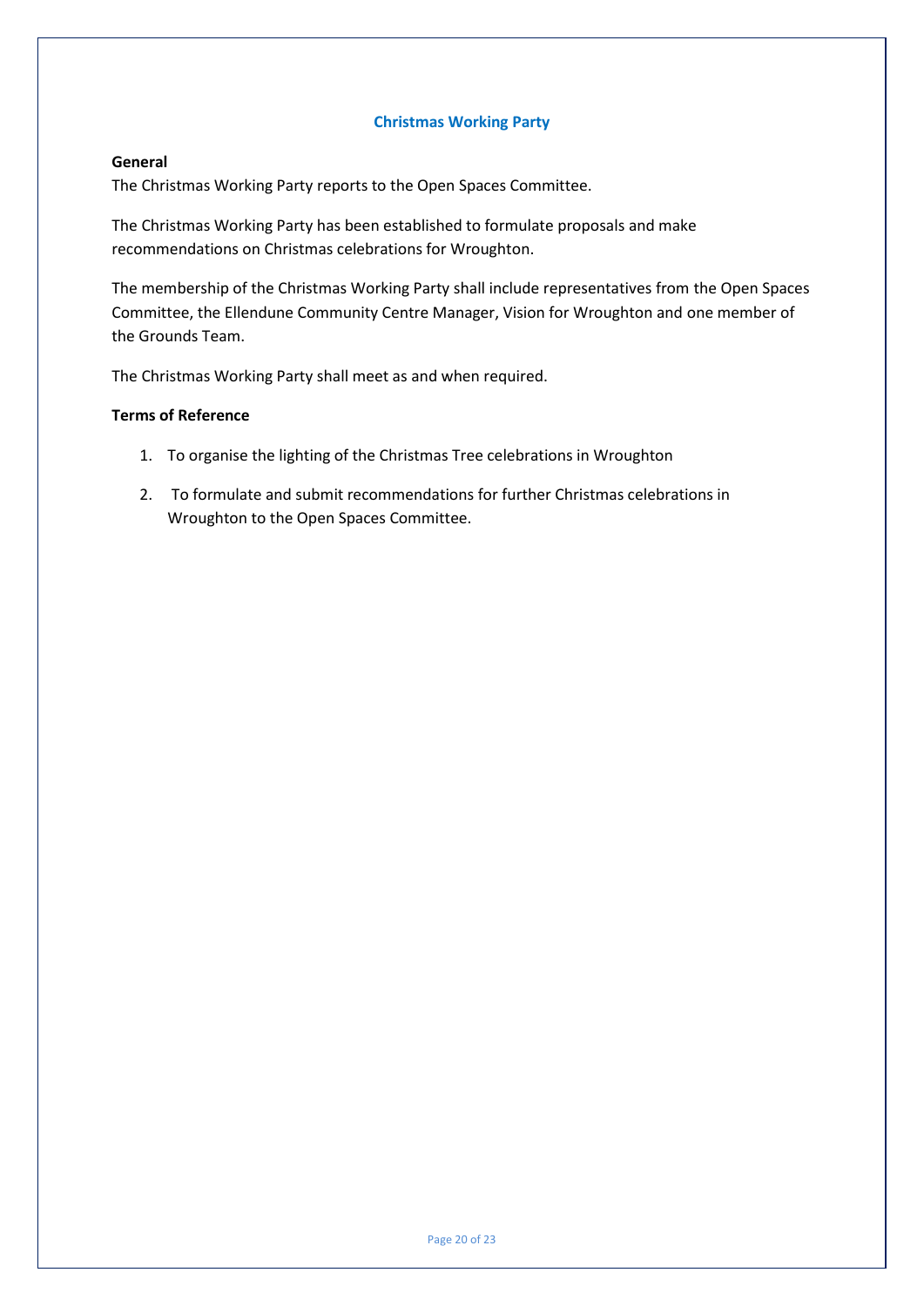## Christmas Working Party

**General**

The Christmas Working Party reports to the Open Spaces Committee.

The Christmas Working Party has been established to formulate proposals and make recommendations on Christmas celebrations for Wroughton.

The membership of the Christmas Working Party shall include representatives from the Open Spaces Committee, the Ellendune Community Centre Manager, Vision for Wroughton and one member of the Grounds Team.

The Christmas Working Party shall meet as and when required.

**Terms of Reference**

1. To organise the lighting of the Christmas Tree celebrations in Wroughton
2. To formulate and submit recommendations for further Christmas celebrations in Wroughton to the Open Spaces Committee.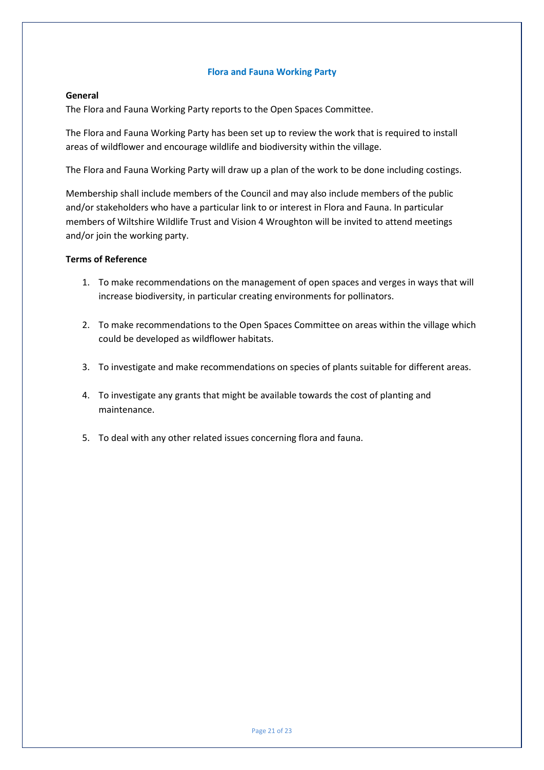## Flora and Fauna Working Party

**General**

The Flora and Fauna Working Party reports to the Open Spaces Committee.

The Flora and Fauna Working Party has been set up to review the work that is required to install areas of wildflower and encourage wildlife and biodiversity within the village.

The Flora and Fauna Working Party will draw up a plan of the work to be done including costings.

Membership shall include members of the Council and may also include members of the public and/or stakeholders who have a particular link to or interest in Flora and Fauna. In particular members of Wiltshire Wildlife Trust and Vision 4 Wroughton will be invited to attend meetings and/or join the working party.

**Terms of Reference**

1. To make recommendations on the management of open spaces and verges in ways that will increase biodiversity, in particular creating environments for pollinators.

2. To make recommendations to the Open Spaces Committee on areas within the village which could be developed as wildflower habitats.

3. To investigate and make recommendations on species of plants suitable for different areas.

4. To investigate any grants that might be available towards the cost of planting and maintenance.

5. To deal with any other related issues concerning flora and fauna.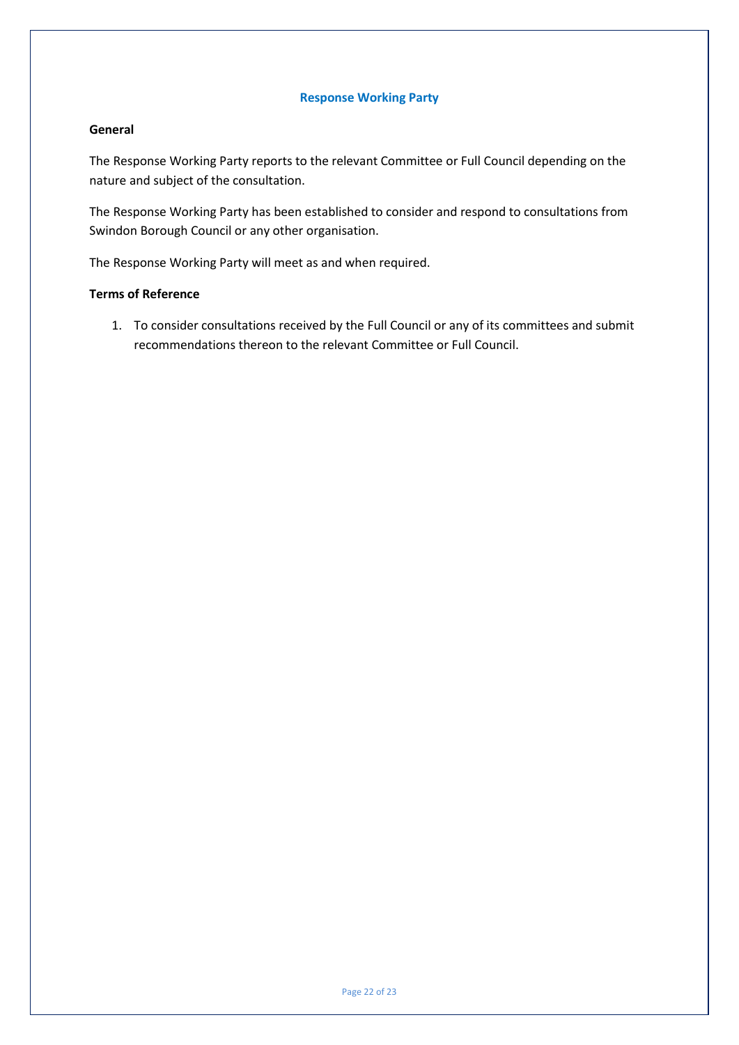## Response Working Party

### General

The Response Working Party reports to the relevant Committee or Full Council depending on the nature and subject of the consultation.

The Response Working Party has been established to consider and respond to consultations from Swindon Borough Council or any other organisation.

The Response Working Party will meet as and when required.

### Terms of Reference

1. To consider consultations received by the Full Council or any of its committees and submit recommendations thereon to the relevant Committee or Full Council.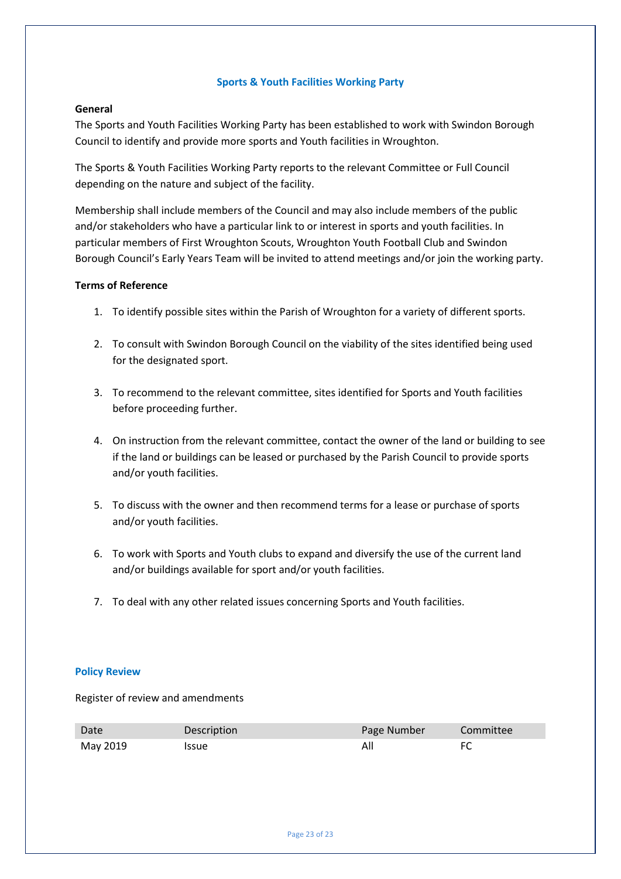## Sports & Youth Facilities Working Party

**General**

The Sports and Youth Facilities Working Party has been established to work with Swindon Borough Council to identify and provide more sports and Youth facilities in Wroughton.

The Sports & Youth Facilities Working Party reports to the relevant Committee or Full Council depending on the nature and subject of the facility.

Membership shall include members of the Council and may also include members of the public and/or stakeholders who have a particular link to or interest in sports and youth facilities. In particular members of First Wroughton Scouts, Wroughton Youth Football Club and Swindon Borough Council's Early Years Team will be invited to attend meetings and/or join the working party.

**Terms of Reference**

1. To identify possible sites within the Parish of Wroughton for a variety of different sports.

2. To consult with Swindon Borough Council on the viability of the sites identified being used for the designated sport.

3. To recommend to the relevant committee, sites identified for Sports and Youth facilities before proceeding further.

4. On instruction from the relevant committee, contact the owner of the land or building to see if the land or buildings can be leased or purchased by the Parish Council to provide sports and/or youth facilities.

5. To discuss with the owner and then recommend terms for a lease or purchase of sports and/or youth facilities.

6. To work with Sports and Youth clubs to expand and diversify the use of the current land and/or buildings available for sport and/or youth facilities.

7. To deal with any other related issues concerning Sports and Youth facilities.

### Policy Review

Register of review and amendments

| Date | Description | Page Number | Committee |
|---|---|---|---|
| May 2019 | Issue | All | FC |